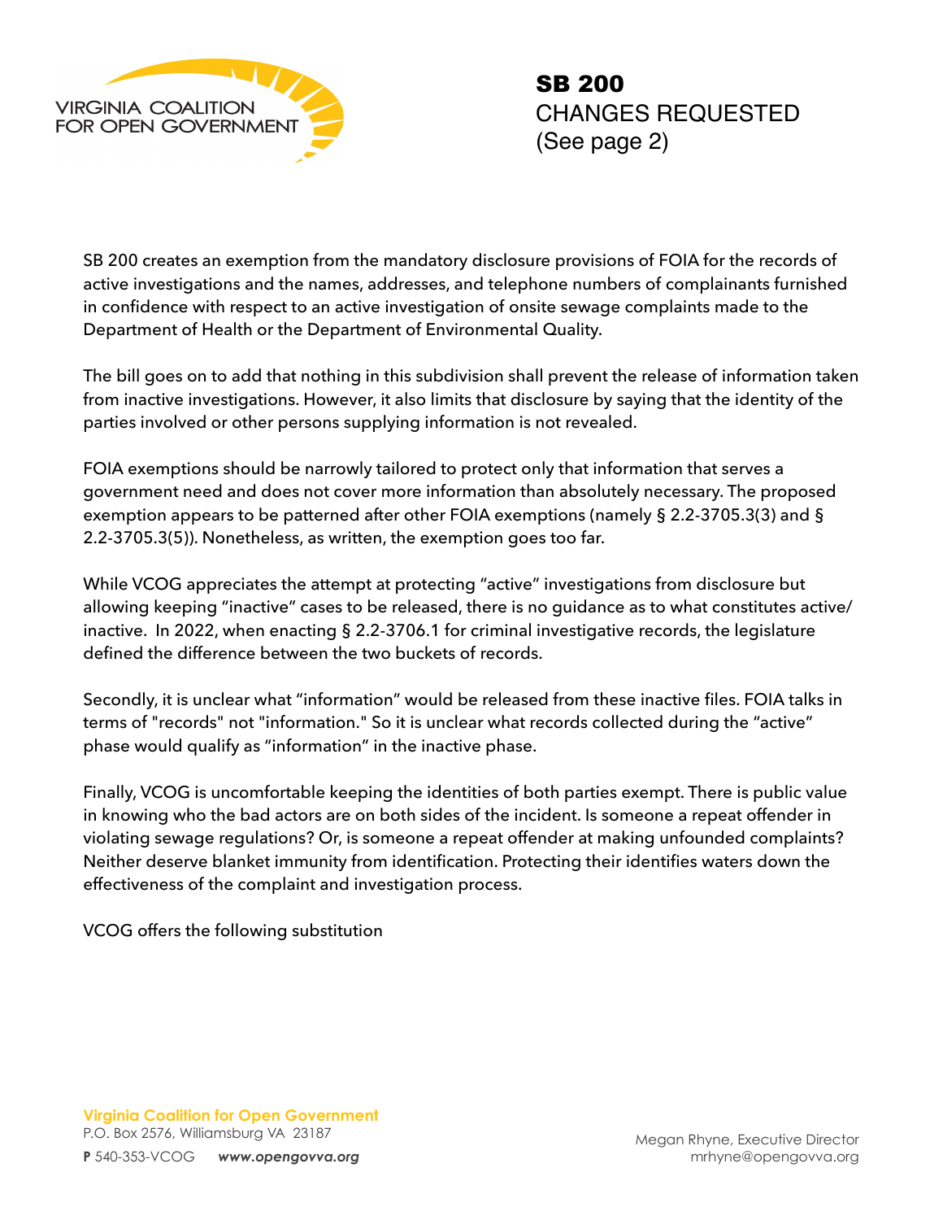VIRGINIA COALITION FOR OPEN GOVERNMENT

# SB 200

CHANGES REQUESTED
(See page 2)

SB 200 creates an exemption from the mandatory disclosure provisions of FOIA for the records of active investigations and the names, addresses, and telephone numbers of complainants furnished in confidence with respect to an active investigation of onsite sewage complaints made to the Department of Health or the Department of Environmental Quality.

The bill goes on to add that nothing in this subdivision shall prevent the release of information taken from inactive investigations. However, it also limits that disclosure by saying that the identity of the parties involved or other persons supplying information is not revealed.

FOIA exemptions should be narrowly tailored to protect only that information that serves a government need and does not cover more information than absolutely necessary. The proposed exemption appears to be patterned after other FOIA exemptions (namely § 2.2-3705.3(3) and § 2.2-3705.3(5)). Nonetheless, as written, the exemption goes too far.

While VCOG appreciates the attempt at protecting "active" investigations from disclosure but allowing keeping "inactive" cases to be released, there is no guidance as to what constitutes active/inactive. In 2022, when enacting § 2.2-3706.1 for criminal investigative records, the legislature defined the difference between the two buckets of records.

Secondly, it is unclear what "information" would be released from these inactive files. FOIA talks in terms of "records" not "information." So it is unclear what records collected during the "active" phase would qualify as "information" in the inactive phase.

Finally, VCOG is uncomfortable keeping the identities of both parties exempt. There is public value in knowing who the bad actors are on both sides of the incident. Is someone a repeat offender in violating sewage regulations? Or, is someone a repeat offender at making unfounded complaints? Neither deserve blanket immunity from identification. Protecting their identifies waters down the effectiveness of the complaint and investigation process.

VCOG offers the following substitution

**Virginia Coalition for Open Government**
P.O. Box 2576, Williamsburg VA 23187
**P** 540-353-VCOG ***www.opengovva.org***

Megan Rhyne, Executive Director
mrhyne@opengovva.org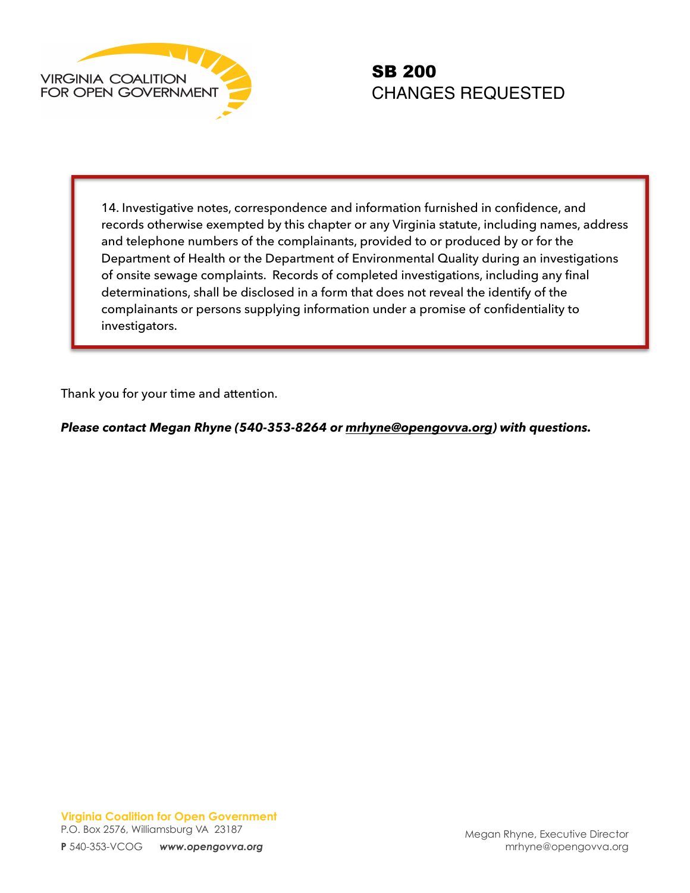VIRGINIA COALITION FOR OPEN GOVERNMENT

# SB 200
## CHANGES REQUESTED

14. Investigative notes, correspondence and information furnished in confidence, and records otherwise exempted by this chapter or any Virginia statute, including names, address and telephone numbers of the complainants, provided to or produced by or for the Department of Health or the Department of Environmental Quality during an investigations of onsite sewage complaints. Records of completed investigations, including any final determinations, shall be disclosed in a form that does not reveal the identify of the complainants or persons supplying information under a promise of confidentiality to investigators.

Thank you for your time and attention.

***Please contact Megan Rhyne (540-353-8264 or mrhyne@opengovva.org) with questions.***

**Virginia Coalition for Open Government**
P.O. Box 2576, Williamsburg VA 23187
**P** 540-353-VCOG ***www.opengovva.org***

Megan Rhyne, Executive Director
mrhyne@opengovva.org